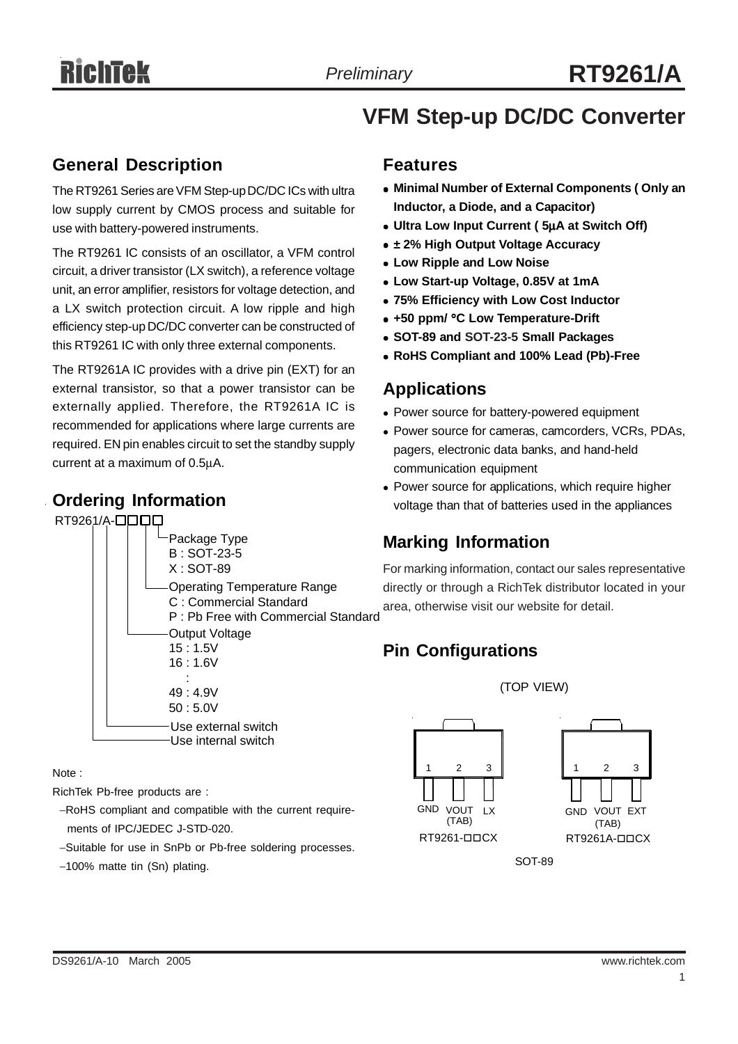# RT9261/A

*Preliminary*

# VFM Step-up DC/DC Converter

## General Description

The RT9261 Series are VFM Step-up DC/DC ICs with ultra low supply current by CMOS process and suitable for use with battery-powered instruments.

The RT9261 IC consists of an oscillator, a VFM control circuit, a driver transistor (LX switch), a reference voltage unit, an error amplifier, resistors for voltage detection, and a LX switch protection circuit. A low ripple and high efficiency step-up DC/DC converter can be constructed of this RT9261 IC with only three external components.

The RT9261A IC provides with a drive pin (EXT) for an external transistor, so that a power transistor can be externally applied. Therefore, the RT9261A IC is recommended for applications where large currents are required. EN pin enables circuit to set the standby supply current at a maximum of 0.5μA.

## Ordering Information

RT9261/A-□□□□

- Package Type
  - B : SOT-23-5
  - X : SOT-89
- Operating Temperature Range
  - C : Commercial Standard
  - P : Pb Free with Commercial Standard
- Output Voltage
  - 15 : 1.5V
  - 16 : 1.6V
  - :
  - 49 : 4.9V
  - 50 : 5.0V
- Use external switch
- Use internal switch

Note :

RichTek Pb-free products are :

- −RoHS compliant and compatible with the current requirements of IPC/JEDEC J-STD-020.
- −Suitable for use in SnPb or Pb-free soldering processes.
- −100% matte tin (Sn) plating.

## Features

- **Minimal Number of External Components ( Only an Inductor, a Diode, and a Capacitor)**
- **Ultra Low Input Current ( 5μA at Switch Off)**
- **± 2% High Output Voltage Accuracy**
- **Low Ripple and Low Noise**
- **Low Start-up Voltage, 0.85V at 1mA**
- **75% Efficiency with Low Cost Inductor**
- **+50 ppm/ °C Low Temperature-Drift**
- **SOT-89 and SOT-23-5 Small Packages**
- **RoHS Compliant and 100% Lead (Pb)-Free**

## Applications

- Power source for battery-powered equipment
- Power source for cameras, camcorders, VCRs, PDAs, pagers, electronic data banks, and hand-held communication equipment
- Power source for applications, which require higher voltage than that of batteries used in the appliances

## Marking Information

For marking information, contact our sales representative directly or through a RichTek distributor located in your area, otherwise visit our website for detail.

## Pin Configurations

(TOP VIEW)

| RT9261-□□CX | | | RT9261A-□□CX | | |
|---|---|---|---|---|---|
| 1 | 2 | 3 | 1 | 2 | 3 |
| GND | VOUT (TAB) | LX | GND | VOUT (TAB) | EXT |

SOT-89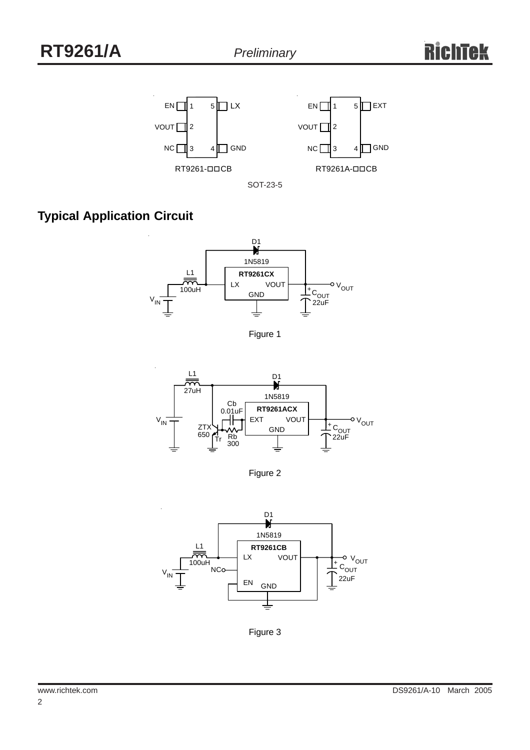| EN | 1 | 5 | LX |
|---|---|---|---|
| VOUT | 2 | | |
| NC | 3 | 4 | GND |

RT9261-□□CB

| EN | 1 | 5 | EXT |
|---|---|---|---|
| VOUT | 2 | | |
| NC | 3 | 4 | GND |

RT9261A-□□CB

SOT-23-5

## Typical Application Circuit

D1 1N5819, RT9261CX, L1 100uH, LX, VOUT, GND, $V_{IN}$, $V_{OUT}$, $C_{OUT}$ 22uF

Figure 1

L1 27uH, D1 1N5819, Cb 0.01uF, RT9261ACX, EXT, VOUT, GND, ZTX 650, Tr, Rb 300, $V_{IN}$, $V_{OUT}$, $C_{OUT}$ 22uF

Figure 2

D1 1N5819, RT9261CB, L1 100uH, LX, VOUT, NC, EN, GND, $V_{IN}$, $V_{OUT}$, $C_{OUT}$ 22uF

Figure 3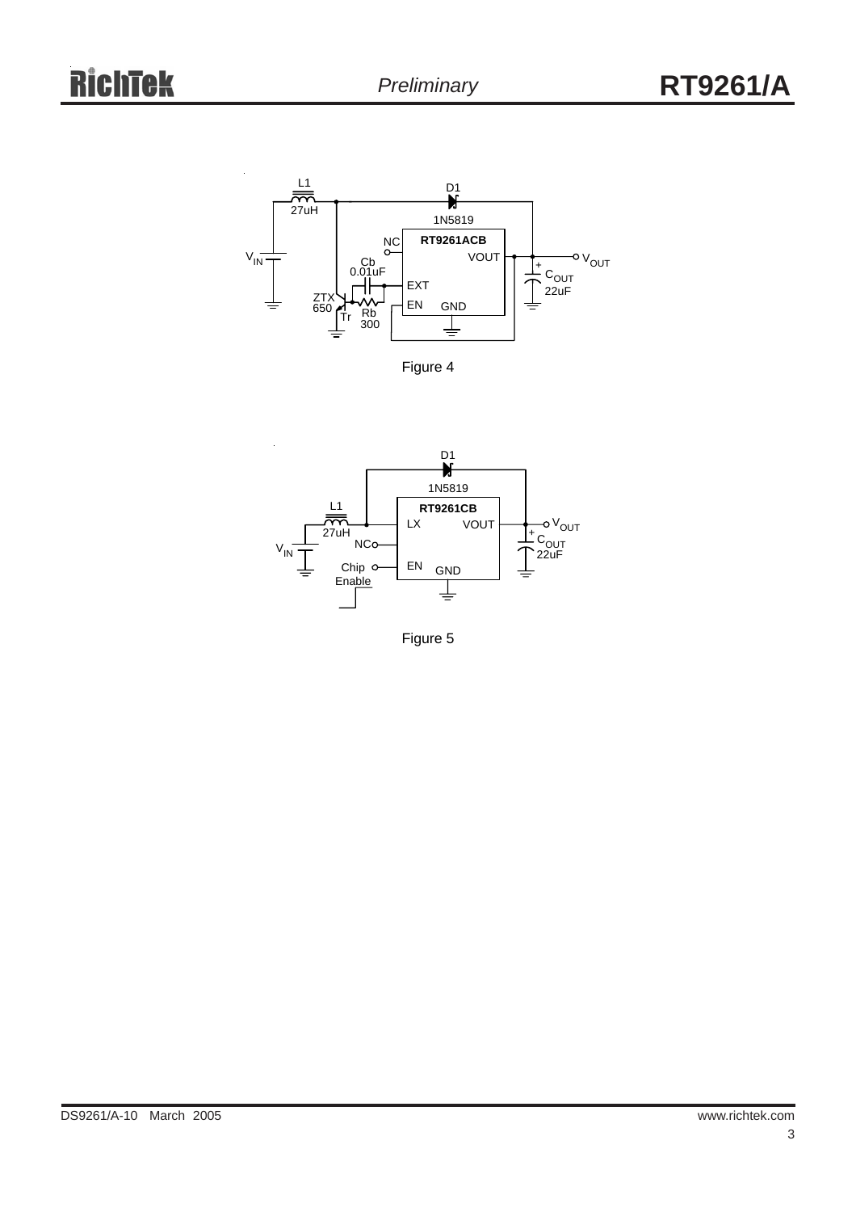Figure 4

Figure 5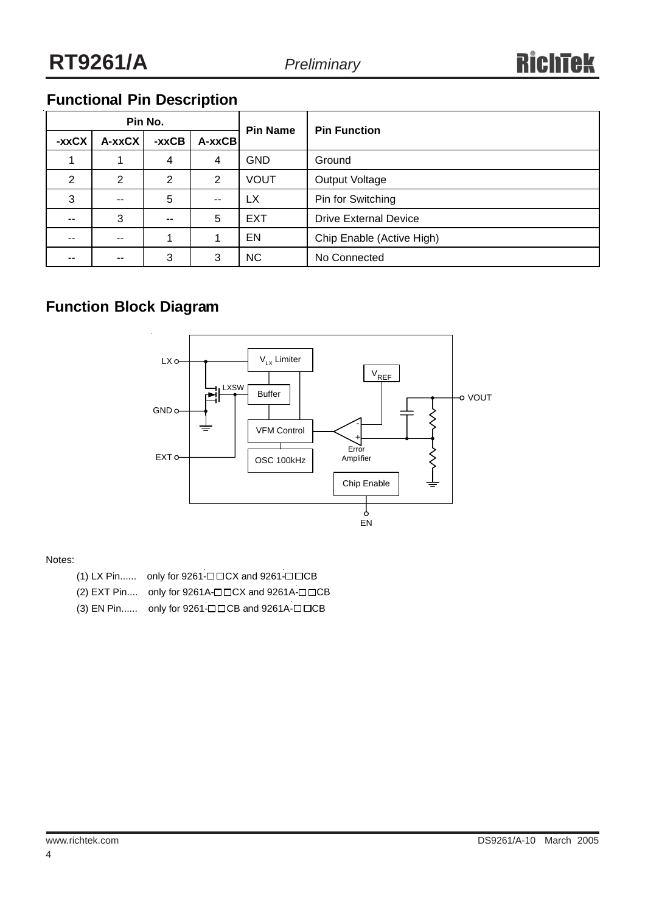## Functional Pin Description

| Pin No. | | | | Pin Name | Pin Function |
|---|---|---|---|---|---|
| -xxCX | A-xxCX | -xxCB | A-xxCB | | |
| 1 | 1 | 4 | 4 | GND | Ground |
| 2 | 2 | 2 | 2 | VOUT | Output Voltage |
| 3 | -- | 5 | -- | LX | Pin for Switching |
| -- | 3 | -- | 5 | EXT | Drive External Device |
| -- | -- | 1 | 1 | EN | Chip Enable (Active High) |
| -- | -- | 3 | 3 | NC | No Connected |

## Function Block Diagram

LX, GND, EXT, VOUT, EN, $V_{LX}$ Limiter, $V_{REF}$, LXSW, Buffer, VFM Control, OSC 100kHz, Error Amplifier, Chip Enable

Notes:

(1) LX Pin...... only for 9261-□□CX and 9261-□□CB

(2) EXT Pin.... only for 9261A-□□CX and 9261A-□□CB

(3) EN Pin...... only for 9261-□□CB and 9261A-□□CB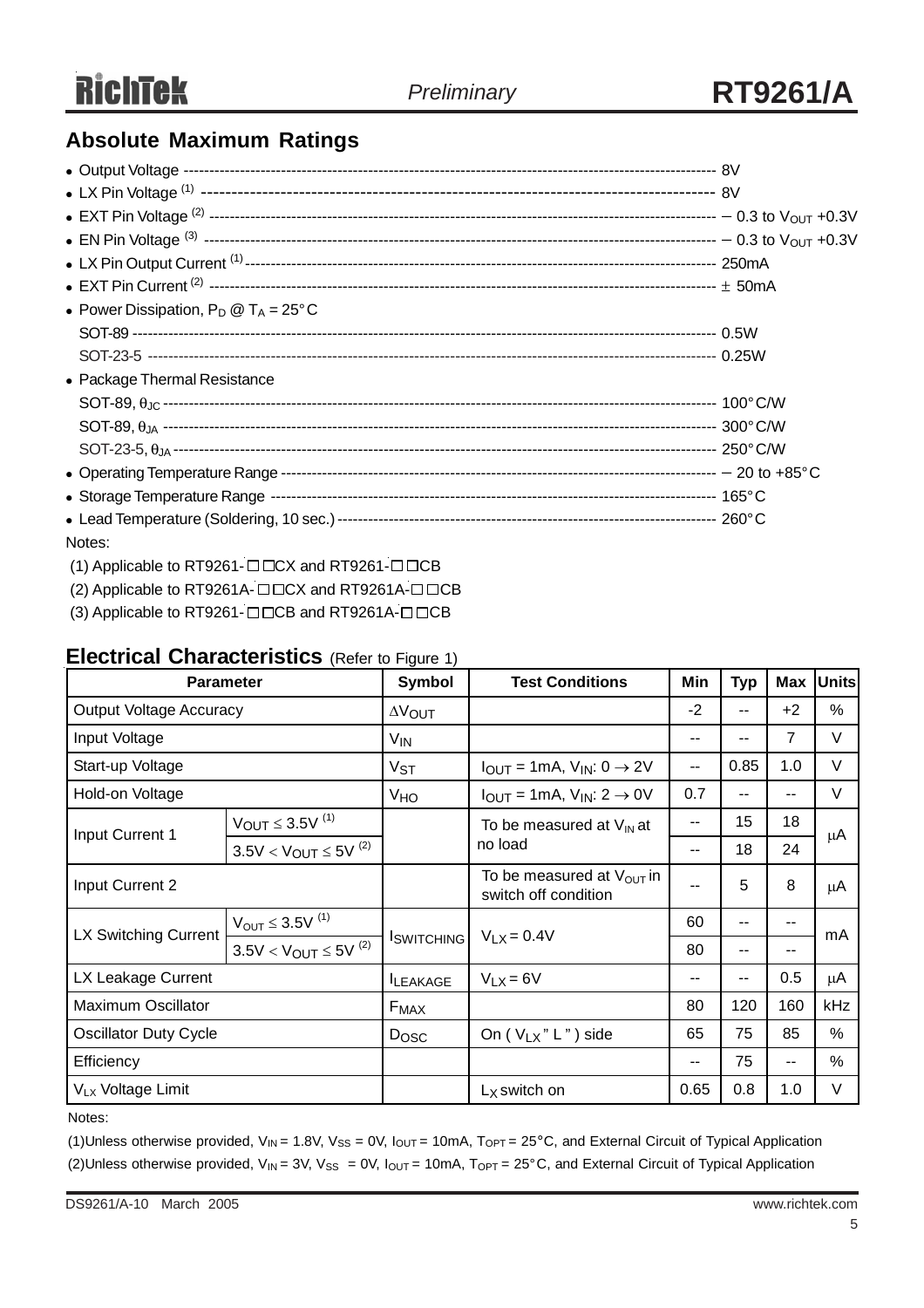## Absolute Maximum Ratings

- Output Voltage ---------------------------------------------------------------- 8V
- LX Pin Voltage [1] ---------------------------------------------------------------- 8V
- EXT Pin Voltage [2] ---------------------------------------------------------------- −0.3 to $V_{OUT}$ +0.3V
- EN Pin Voltage [3] ---------------------------------------------------------------- −0.3 to $V_{OUT}$ +0.3V
- LX Pin Output Current [1] ---------------------------------------------------------------- 250mA
- EXT Pin Current [2] ---------------------------------------------------------------- ± 50mA
- Power Dissipation, $P_D$ @ $T_A$ = 25°C
  - SOT-89 ---------------------------------------------------------------- 0.5W
  - SOT-23-5 ---------------------------------------------------------------- 0.25W
- Package Thermal Resistance
  - SOT-89, $\theta_{JC}$ ---------------------------------------------------------------- 100°C/W
  - SOT-89, $\theta_{JA}$ ---------------------------------------------------------------- 300°C/W
  - SOT-23-5, $\theta_{JA}$ ---------------------------------------------------------------- 250°C/W
- Operating Temperature Range ---------------------------------------------------------------- −20 to +85°C
- Storage Temperature Range ---------------------------------------------------------------- 165°C
- Lead Temperature (Soldering, 10 sec.) ---------------------------------------------------------------- 260°C

Notes:

(1) Applicable to RT9261-□□CX and RT9261-□□CB

(2) Applicable to RT9261A-□□CX and RT9261A-□□CB

(3) Applicable to RT9261-□□CB and RT9261A-□□CB

## Electrical Characteristics (Refer to Figure 1)

| Parameter | | Symbol | Test Conditions | Min | Typ | Max | Units |
|---|---|---|---|---|---|---|---|
| Output Voltage Accuracy | | $\Delta V_{OUT}$ | | -2 | -- | +2 | % |
| Input Voltage | | $V_{IN}$ | | -- | -- | 7 | V |
| Start-up Voltage | | $V_{ST}$ | $I_{OUT}$ = 1mA, $V_{IN}$: 0 → 2V | -- | 0.85 | 1.0 | V |
| Hold-on Voltage | | $V_{HO}$ | $I_{OUT}$ = 1mA, $V_{IN}$: 2 → 0V | 0.7 | -- | -- | V |
| Input Current 1 | $V_{OUT} \leq 3.5V$ (1) | | To be measured at $V_{IN}$ at no load | -- | 15 | 18 | μA |
| | $3.5V < V_{OUT} \leq 5V$ (2) | | | -- | 18 | 24 | |
| Input Current 2 | | | To be measured at $V_{OUT}$ in switch off condition | -- | 5 | 8 | μA |
| LX Switching Current | $V_{OUT} \leq 3.5V$ (1) | $I_{SWITCHING}$ | $V_{LX}$ = 0.4V | 60 | -- | -- | mA |
| | $3.5V < V_{OUT} \leq 5V$ (2) | | | 80 | -- | -- | |
| LX Leakage Current | | $I_{LEAKAGE}$ | $V_{LX}$ = 6V | -- | -- | 0.5 | μA |
| Maximum Oscillator | | $F_{MAX}$ | | 80 | 120 | 160 | kHz |
| Oscillator Duty Cycle | | $D_{OSC}$ | On ( $V_{LX}$ " L " ) side | 65 | 75 | 85 | % |
| Efficiency | | | | -- | 75 | -- | % |
| $V_{LX}$ Voltage Limit | | | $L_X$ switch on | 0.65 | 0.8 | 1.0 | V |

Notes:

(1)Unless otherwise provided, $V_{IN}$ = 1.8V, $V_{SS}$ = 0V, $I_{OUT}$ = 10mA, $T_{OPT}$ = 25°C, and External Circuit of Typical Application

(2)Unless otherwise provided, $V_{IN}$ = 3V, $V_{SS}$ = 0V, $I_{OUT}$ = 10mA, $T_{OPT}$ = 25°C, and External Circuit of Typical Application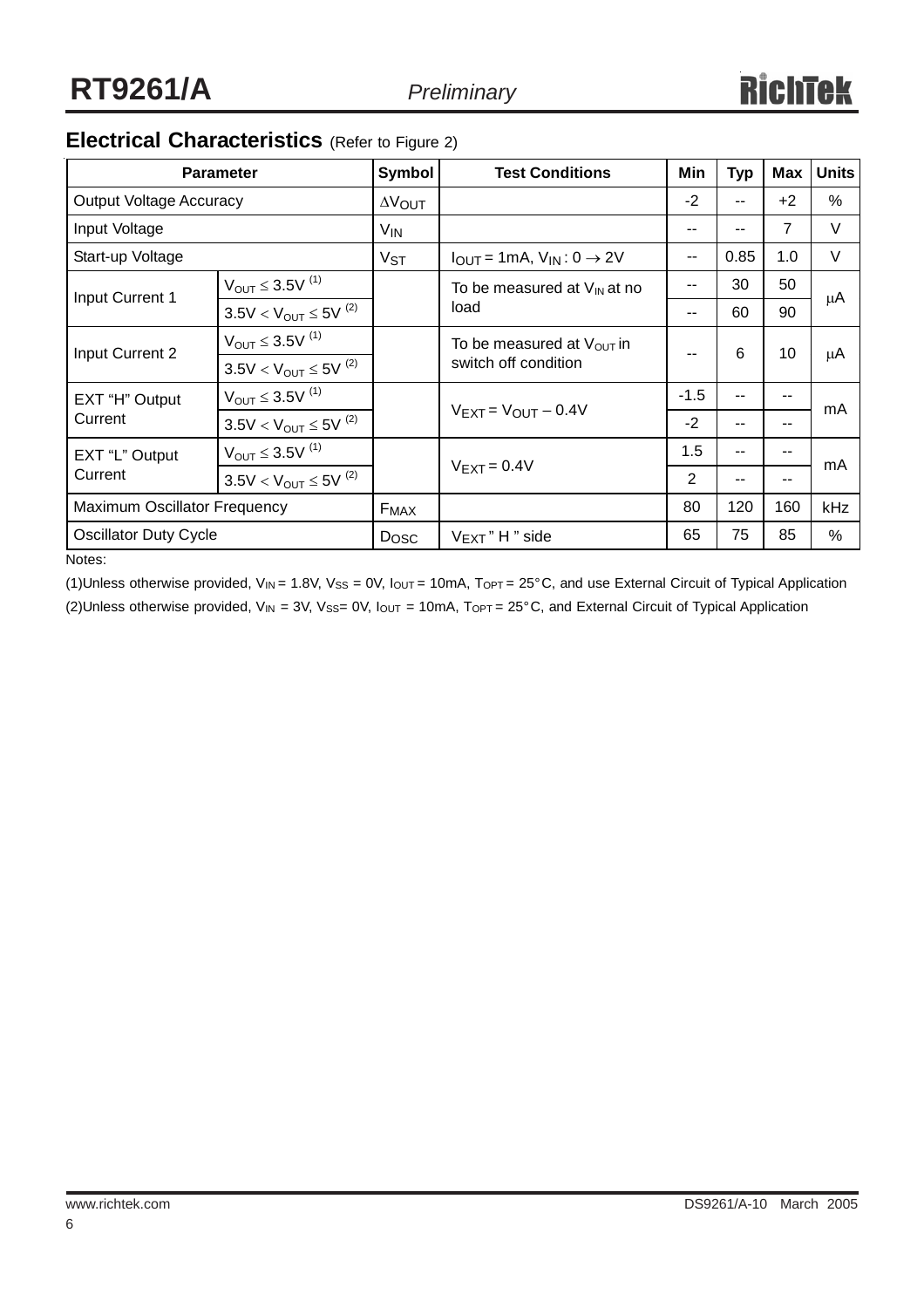## Electrical Characteristics (Refer to Figure 2)

| Parameter | | Symbol | Test Conditions | Min | Typ | Max | Units |
|---|---|---|---|---|---|---|---|
| Output Voltage Accuracy | | $\Delta V_{OUT}$ | | -2 | -- | +2 | % |
| Input Voltage | | $V_{IN}$ | | -- | -- | 7 | V |
| Start-up Voltage | | $V_{ST}$ | $I_{OUT}$ = 1mA, $V_{IN}$ : 0 → 2V | -- | 0.85 | 1.0 | V |
| Input Current 1 | $V_{OUT} \leq 3.5V$ (1) | | To be measured at $V_{IN}$ at no load | -- | 30 | 50 | μA |
| | $3.5V < V_{OUT} \leq 5V$ (2) | | | -- | 60 | 90 | |
| Input Current 2 | $V_{OUT} \leq 3.5V$ (1) | | To be measured at $V_{OUT}$ in switch off condition | -- | 6 | 10 | μA |
| | $3.5V < V_{OUT} \leq 5V$ (2) | | | | | | |
| EXT "H" Output Current | $V_{OUT} \leq 3.5V$ (1) | | $V_{EXT} = V_{OUT} - 0.4V$ | -1.5 | -- | -- | mA |
| | $3.5V < V_{OUT} \leq 5V$ (2) | | | -2 | -- | -- | |
| EXT "L" Output Current | $V_{OUT} \leq 3.5V$ (1) | | $V_{EXT}$ = 0.4V | 1.5 | -- | -- | mA |
| | $3.5V < V_{OUT} \leq 5V$ (2) | | | 2 | -- | -- | |
| Maximum Oscillator Frequency | | $F_{MAX}$ | | 80 | 120 | 160 | kHz |
| Oscillator Duty Cycle | | $D_{OSC}$ | $V_{EXT}$ " H " side | 65 | 75 | 85 | % |

Notes:

(1)Unless otherwise provided, $V_{IN}$ = 1.8V, $V_{SS}$ = 0V, $I_{OUT}$ = 10mA, $T_{OPT}$ = 25°C, and use External Circuit of Typical Application

(2)Unless otherwise provided, $V_{IN}$ = 3V, $V_{SS}$= 0V, $I_{OUT}$ = 10mA, $T_{OPT}$ = 25°C, and External Circuit of Typical Application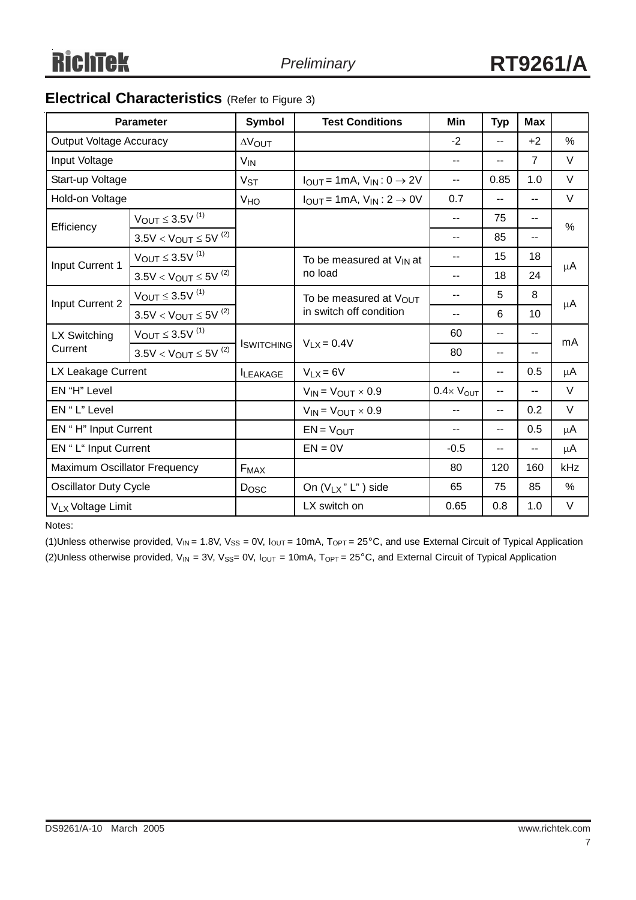## Electrical Characteristics (Refer to Figure 3)

| Parameter | | Symbol | Test Conditions | Min | Typ | Max | |
|---|---|---|---|---|---|---|---|
| Output Voltage Accuracy | | $\Delta V_{OUT}$ | | -2 | -- | +2 | % |
| Input Voltage | | $V_{IN}$ | | -- | -- | 7 | V |
| Start-up Voltage | | $V_{ST}$ | $I_{OUT}$ = 1mA, $V_{IN}$ : 0 $\rightarrow$ 2V | -- | 0.85 | 1.0 | V |
| Hold-on Voltage | | $V_{HO}$ | $I_{OUT}$ = 1mA, $V_{IN}$ : 2 $\rightarrow$ 0V | 0.7 | -- | -- | V |
| Efficiency | $V_{OUT} \leq 3.5V$ (1) | | | -- | 75 | -- | % |
| | $3.5V < V_{OUT} \leq 5V$ (2) | | | -- | 85 | -- | |
| Input Current 1 | $V_{OUT} \leq 3.5V$ (1) | | To be measured at $V_{IN}$ at no load | -- | 15 | 18 | μA |
| | $3.5V < V_{OUT} \leq 5V$ (2) | | | -- | 18 | 24 | |
| Input Current 2 | $V_{OUT} \leq 3.5V$ (1) | | To be measured at $V_{OUT}$ in switch off condition | -- | 5 | 8 | μA |
| | $3.5V < V_{OUT} \leq 5V$ (2) | | | -- | 6 | 10 | |
| LX Switching Current | $V_{OUT} \leq 3.5V$ (1) | $I_{SWITCHING}$ | $V_{LX}$ = 0.4V | 60 | -- | -- | mA |
| | $3.5V < V_{OUT} \leq 5V$ (2) | | | 80 | -- | -- | |
| LX Leakage Current | | $I_{LEAKAGE}$ | $V_{LX}$ = 6V | -- | -- | 0.5 | μA |
| EN "H" Level | | | $V_{IN} = V_{OUT} \times 0.9$ | $0.4 \times V_{OUT}$ | -- | -- | V |
| EN " L" Level | | | $V_{IN} = V_{OUT} \times 0.9$ | -- | -- | 0.2 | V |
| EN " H" Input Current | | | EN = $V_{OUT}$ | -- | -- | 0.5 | μA |
| EN " L" Input Current | | | EN = 0V | -0.5 | -- | -- | μA |
| Maximum Oscillator Frequency | | $F_{MAX}$ | | 80 | 120 | 160 | kHz |
| Oscillator Duty Cycle | | $D_{OSC}$ | On ($V_{LX}$ " L" ) side | 65 | 75 | 85 | % |
| $V_{LX}$ Voltage Limit | | | LX switch on | 0.65 | 0.8 | 1.0 | V |

Notes:

(1)Unless otherwise provided, $V_{IN}$ = 1.8V, $V_{SS}$ = 0V, $I_{OUT}$ = 10mA, $T_{OPT}$ = 25°C, and use External Circuit of Typical Application

(2)Unless otherwise provided, $V_{IN}$ = 3V, $V_{SS}$= 0V, $I_{OUT}$ = 10mA, $T_{OPT}$ = 25°C, and External Circuit of Typical Application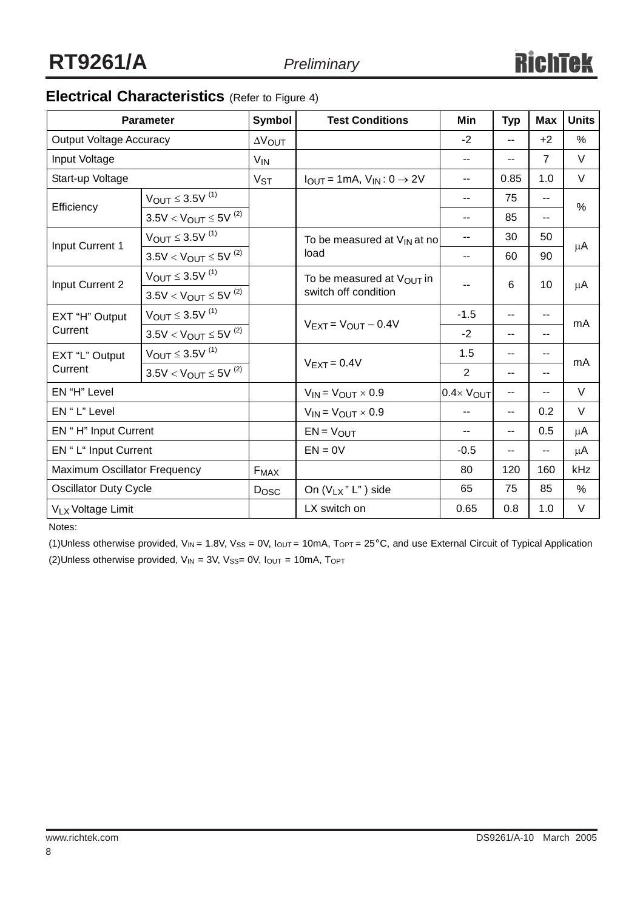## Electrical Characteristics (Refer to Figure 4)

| Parameter | | Symbol | Test Conditions | Min | Typ | Max | Units |
|---|---|---|---|---|---|---|---|
| Output Voltage Accuracy | | $\Delta V_{OUT}$ | | -2 | -- | +2 | % |
| Input Voltage | | $V_{IN}$ | | -- | -- | 7 | V |
| Start-up Voltage | | $V_{ST}$ | $I_{OUT}$ = 1mA, $V_{IN}$ : 0 $\rightarrow$ 2V | -- | 0.85 | 1.0 | V |
| Efficiency | $V_{OUT} \leq 3.5V$ [1] | | | -- | 75 | -- | % |
| | $3.5V < V_{OUT} \leq 5V$ [2] | | | -- | 85 | -- | |
| Input Current 1 | $V_{OUT} \leq 3.5V$ [1] | | To be measured at $V_{IN}$ at no load | -- | 30 | 50 | μA |
| | $3.5V < V_{OUT} \leq 5V$ [2] | | | -- | 60 | 90 | |
| Input Current 2 | $V_{OUT} \leq 3.5V$ [1] | | To be measured at $V_{OUT}$ in switch off condition | -- | 6 | 10 | μA |
| | $3.5V < V_{OUT} \leq 5V$ [2] | | | | | | |
| EXT "H" Output Current | $V_{OUT} \leq 3.5V$ [1] | | $V_{EXT} = V_{OUT} - 0.4V$ | -1.5 | -- | -- | mA |
| | $3.5V < V_{OUT} \leq 5V$ [2] | | | -2 | -- | -- | |
| EXT "L" Output Current | $V_{OUT} \leq 3.5V$ [1] | | $V_{EXT} = 0.4V$ | 1.5 | -- | -- | mA |
| | $3.5V < V_{OUT} \leq 5V$ [2] | | | 2 | -- | -- | |
| EN "H" Level | | | $V_{IN} = V_{OUT} \times 0.9$ | $0.4 \times V_{OUT}$ | -- | -- | V |
| EN " L" Level | | | $V_{IN} = V_{OUT} \times 0.9$ | -- | -- | 0.2 | V |
| EN " H" Input Current | | | EN = $V_{OUT}$ | -- | -- | 0.5 | μA |
| EN " L" Input Current | | | EN = 0V | -0.5 | -- | -- | μA |
| Maximum Oscillator Frequency | | $F_{MAX}$ | | 80 | 120 | 160 | kHz |
| Oscillator Duty Cycle | | $D_{OSC}$ | On ($V_{LX}$ " L" ) side | 65 | 75 | 85 | % |
| $V_{LX}$ Voltage Limit | | | LX switch on | 0.65 | 0.8 | 1.0 | V |

Notes:

(1)Unless otherwise provided, $V_{IN}$ = 1.8V, $V_{SS}$ = 0V, $I_{OUT}$ = 10mA, $T_{OPT}$ = 25°C, and use External Circuit of Typical Application

(2)Unless otherwise provided, $V_{IN}$ = 3V, $V_{SS}$= 0V, $I_{OUT}$ = 10mA, $T_{OPT}$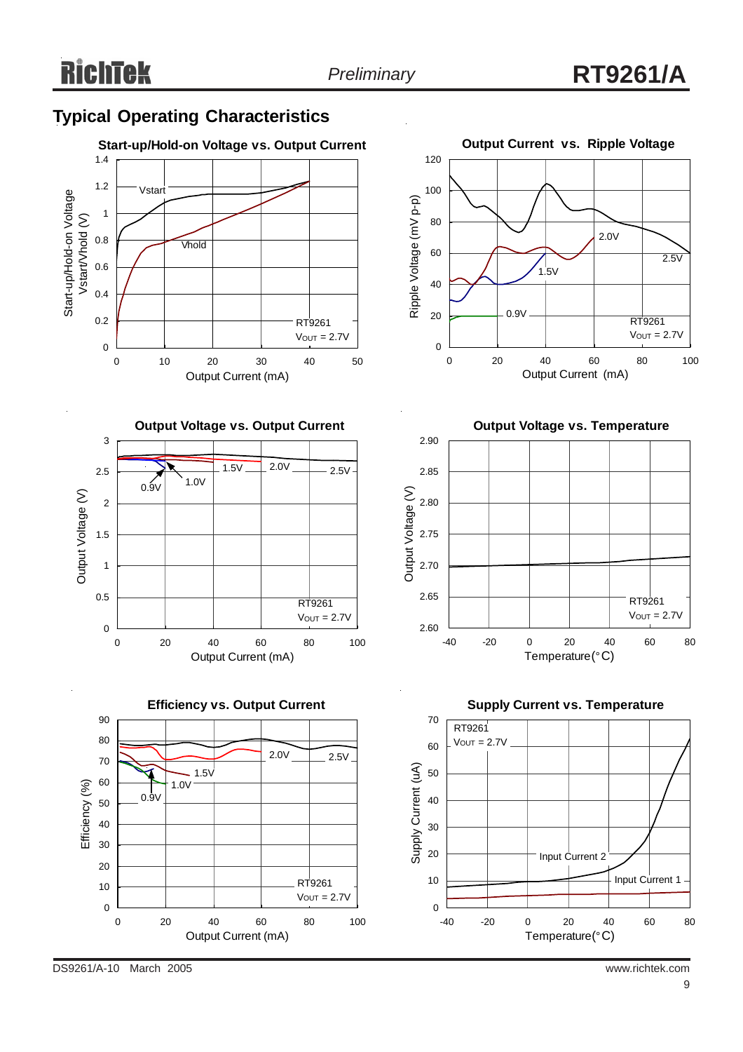## Typical Operating Characteristics

**Start-up/Hold-on Voltage vs. Output Current**

Start-up/Hold-on Voltage Vstart/Vhold (V); Output Current (mA)

Vstart, Vhold

RT9261 $V_{OUT}$ = 2.7V

**Output Current vs. Ripple Voltage**

Ripple Voltage (mV p-p); Output Current (mA)

0.9V, 1.5V, 2.0V, 2.5V

RT9261 $V_{OUT}$ = 2.7V

**Output Voltage vs. Output Current**

Output Voltage (V); Output Current (mA)

0.9V, 1.0V, 1.5V, 2.0V, 2.5V

RT9261 $V_{OUT}$ = 2.7V

**Output Voltage vs. Temperature**

Output Voltage (V); Temperature(°C)

RT9261 $V_{OUT}$ = 2.7V

**Efficiency vs. Output Current**

Efficiency (%); Output Current (mA)

0.9V, 1.0V, 1.5V, 2.0V, 2.5V

RT9261 $V_{OUT}$ = 2.7V

**Supply Current vs. Temperature**

Supply Current (uA); Temperature(°C)

RT9261 $V_{OUT}$ = 2.7V

Input Current 1, Input Current 2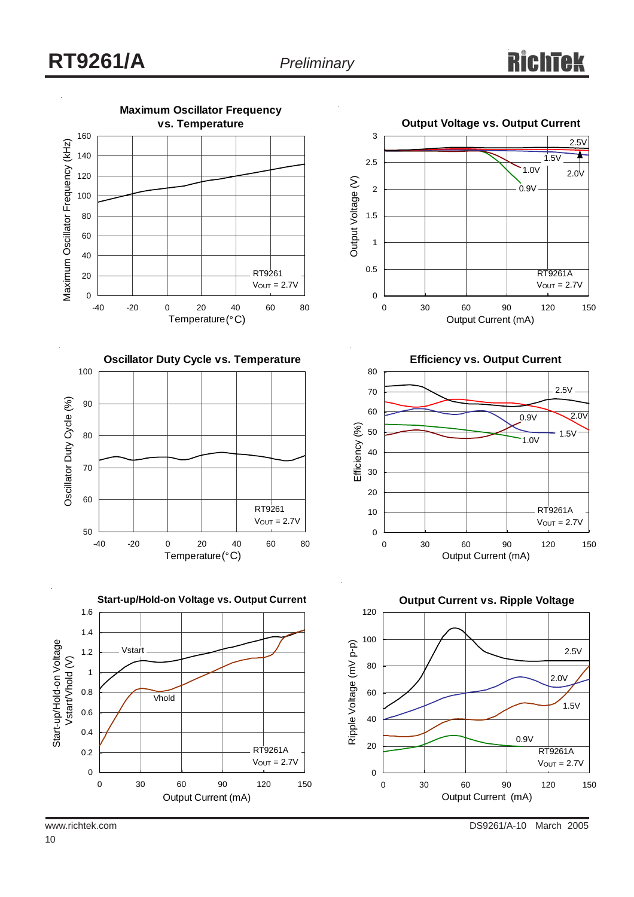**Maximum Oscillator Frequency vs. Temperature**

Maximum Oscillator Frequency (kHz) vs. Temperature (°C); RT9261, $V_{OUT}$ = 2.7V

**Output Voltage vs. Output Current**

Output Voltage (V) vs. Output Current (mA); RT9261A, $V_{OUT}$ = 2.7V; curves: 0.9V, 1.0V, 1.5V, 2.0V, 2.5V

**Oscillator Duty Cycle vs. Temperature**

Oscillator Duty Cycle (%) vs. Temperature (°C); RT9261, $V_{OUT}$ = 2.7V

**Efficiency vs. Output Current**

Efficiency (%) vs. Output Current (mA); RT9261A, $V_{OUT}$ = 2.7V; curves: 0.9V, 1.0V, 1.5V, 2.0V, 2.5V

**Start-up/Hold-on Voltage vs. Output Current**

Start-up/Hold-on Voltage Vstart/Vhold (V) vs. Output Current (mA); RT9261A, $V_{OUT}$ = 2.7V; curves: Vstart, Vhold

**Output Current vs. Ripple Voltage**

Ripple Voltage (mV p-p) vs. Output Current (mA); RT9261A, $V_{OUT}$ = 2.7V; curves: 0.9V, 1.5V, 2.0V, 2.5V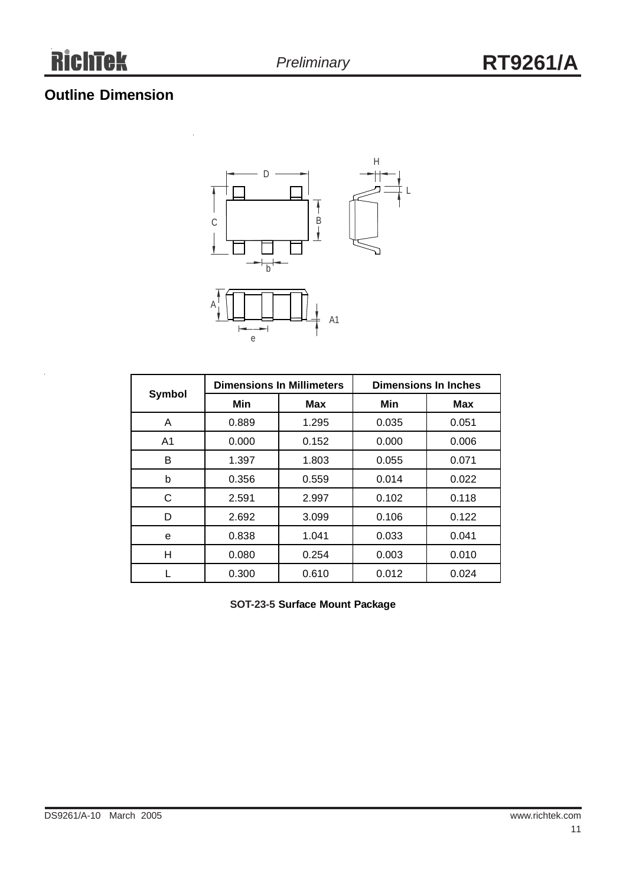## Outline Dimension

| Symbol | Dimensions In Millimeters | | Dimensions In Inches | |
|---|---|---|---|---|
| | Min | Max | Min | Max |
| A | 0.889 | 1.295 | 0.035 | 0.051 |
| A1 | 0.000 | 0.152 | 0.000 | 0.006 |
| B | 1.397 | 1.803 | 0.055 | 0.071 |
| b | 0.356 | 0.559 | 0.014 | 0.022 |
| C | 2.591 | 2.997 | 0.102 | 0.118 |
| D | 2.692 | 3.099 | 0.106 | 0.122 |
| e | 0.838 | 1.041 | 0.033 | 0.041 |
| H | 0.080 | 0.254 | 0.003 | 0.010 |
| L | 0.300 | 0.610 | 0.012 | 0.024 |

**SOT-23-5 Surface Mount Package**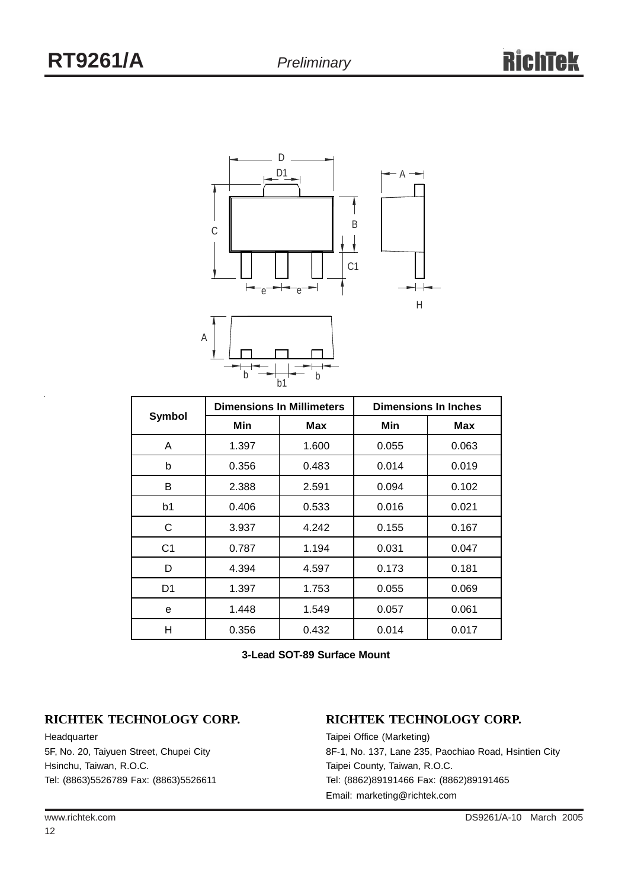D

D1

A

B

C

C1

e e

H

A

b b

b1

| Symbol | Dimensions In Millimeters | | Dimensions In Inches | |
|---|---|---|---|---|
| | Min | Max | Min | Max |
| A | 1.397 | 1.600 | 0.055 | 0.063 |
| b | 0.356 | 0.483 | 0.014 | 0.019 |
| B | 2.388 | 2.591 | 0.094 | 0.102 |
| b1 | 0.406 | 0.533 | 0.016 | 0.021 |
| C | 3.937 | 4.242 | 0.155 | 0.167 |
| C1 | 0.787 | 1.194 | 0.031 | 0.047 |
| D | 4.394 | 4.597 | 0.173 | 0.181 |
| D1 | 1.397 | 1.753 | 0.055 | 0.069 |
| e | 1.448 | 1.549 | 0.057 | 0.061 |
| H | 0.356 | 0.432 | 0.014 | 0.017 |

**3-Lead SOT-89 Surface Mount**

**RICHTEK TECHNOLOGY CORP.**

Headquarter
5F, No. 20, Taiyuen Street, Chupei City
Hsinchu, Taiwan, R.O.C.
Tel: (8863)5526789 Fax: (8863)5526611

**RICHTEK TECHNOLOGY CORP.**

Taipei Office (Marketing)
8F-1, No. 137, Lane 235, Paochiao Road, Hsintien City
Taipei County, Taiwan, R.O.C.
Tel: (8862)89191466 Fax: (8862)89191465
Email: marketing@richtek.com